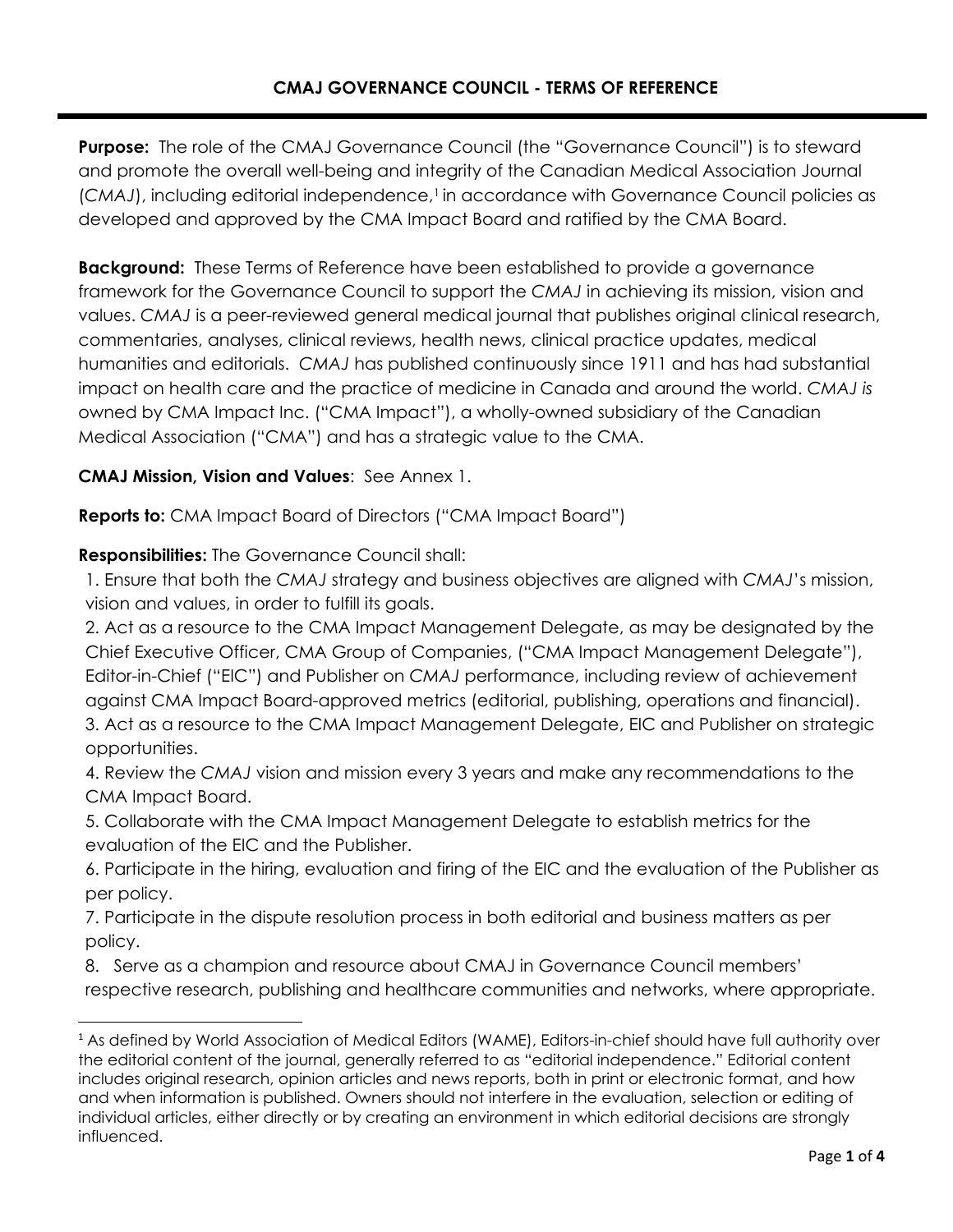# CMAJ GOVERNANCE COUNCIL - TERMS OF REFERENCE

**Purpose:** The role of the CMAJ Governance Council (the "Governance Council") is to steward and promote the overall well-being and integrity of the Canadian Medical Association Journal (*CMAJ*), including editorial independence,[1] in accordance with Governance Council policies as developed and approved by the CMA Impact Board and ratified by the CMA Board.

**Background:** These Terms of Reference have been established to provide a governance framework for the Governance Council to support the *CMAJ* in achieving its mission, vision and values. *CMAJ* is a peer-reviewed general medical journal that publishes original clinical research, commentaries, analyses, clinical reviews, health news, clinical practice updates, medical humanities and editorials. *CMAJ* has published continuously since 1911 and has had substantial impact on health care and the practice of medicine in Canada and around the world. *CMAJ is* owned by CMA Impact Inc. ("CMA Impact"), a wholly-owned subsidiary of the Canadian Medical Association ("CMA") and has a strategic value to the CMA.

**CMAJ Mission, Vision and Values**: See Annex 1.

**Reports to:** CMA Impact Board of Directors ("CMA Impact Board")

**Responsibilities:** The Governance Council shall:

1. Ensure that both the *CMAJ* strategy and business objectives are aligned with *CMAJ*'s mission, vision and values, in order to fulfill its goals.
2. Act as a resource to the CMA Impact Management Delegate, as may be designated by the Chief Executive Officer, CMA Group of Companies, ("CMA Impact Management Delegate"), Editor-in-Chief ("EIC") and Publisher on *CMAJ* performance, including review of achievement against CMA Impact Board-approved metrics (editorial, publishing, operations and financial).
3. Act as a resource to the CMA Impact Management Delegate, EIC and Publisher on strategic opportunities.
4. Review the *CMAJ* vision and mission every 3 years and make any recommendations to the CMA Impact Board.
5. Collaborate with the CMA Impact Management Delegate to establish metrics for the evaluation of the EIC and the Publisher.
6. Participate in the hiring, evaluation and firing of the EIC and the evaluation of the Publisher as per policy.
7. Participate in the dispute resolution process in both editorial and business matters as per policy.
8. Serve as a champion and resource about CMAJ in Governance Council members' respective research, publishing and healthcare communities and networks, where appropriate.

---

[1] As defined by World Association of Medical Editors (WAME), Editors-in-chief should have full authority over the editorial content of the journal, generally referred to as "editorial independence." Editorial content includes original research, opinion articles and news reports, both in print or electronic format, and how and when information is published. Owners should not interfere in the evaluation, selection or editing of individual articles, either directly or by creating an environment in which editorial decisions are strongly influenced.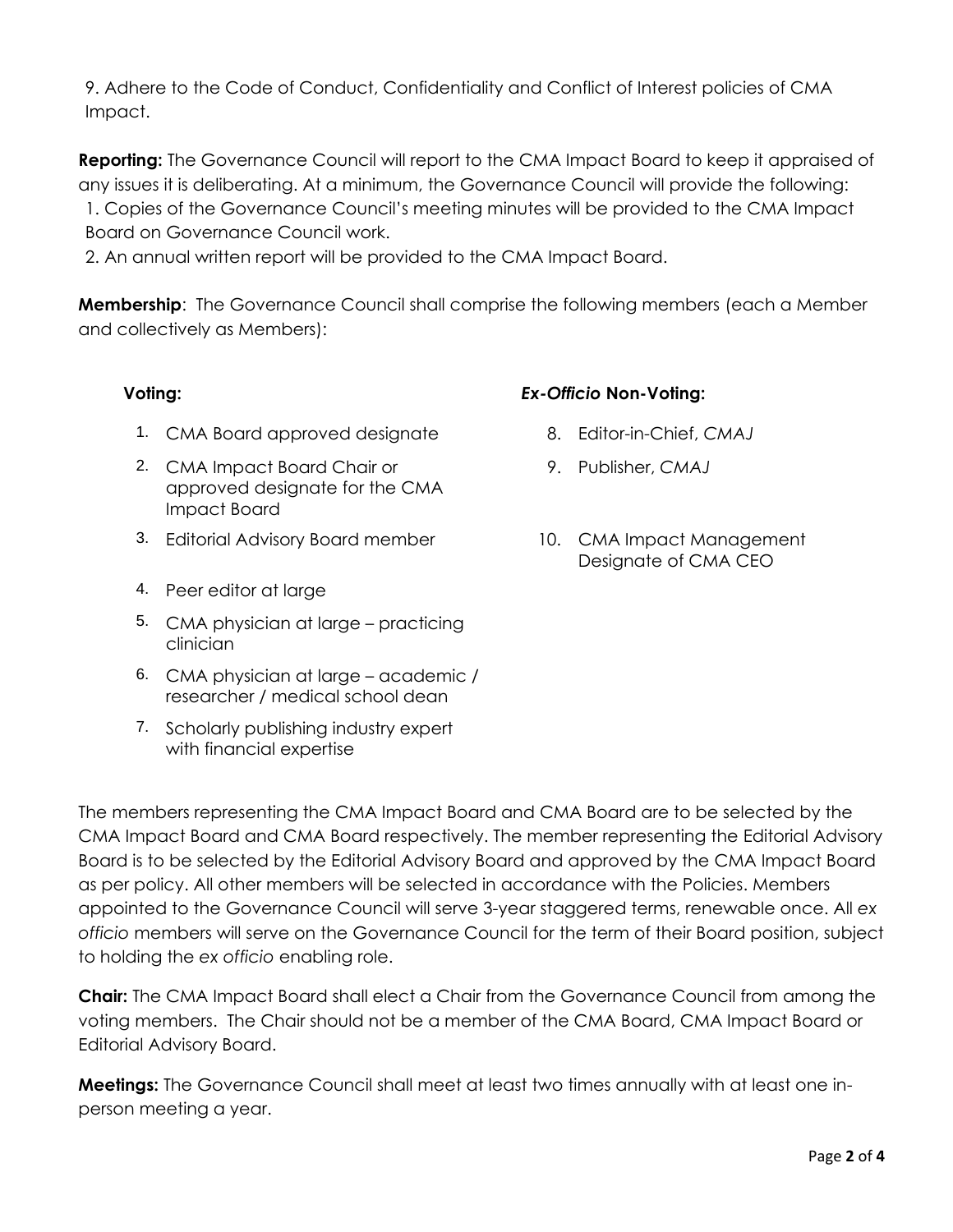9. Adhere to the Code of Conduct, Confidentiality and Conflict of Interest policies of CMA Impact.

**Reporting:** The Governance Council will report to the CMA Impact Board to keep it appraised of any issues it is deliberating. At a minimum, the Governance Council will provide the following:

1. Copies of the Governance Council's meeting minutes will be provided to the CMA Impact Board on Governance Council work.
2. An annual written report will be provided to the CMA Impact Board.

**Membership**: The Governance Council shall comprise the following members (each a Member and collectively as Members):

**Voting:**

1. CMA Board approved designate
2. CMA Impact Board Chair or approved designate for the CMA Impact Board
3. Editorial Advisory Board member
4. Peer editor at large
5. CMA physician at large – practicing clinician
6. CMA physician at large – academic / researcher / medical school dean
7. Scholarly publishing industry expert with financial expertise

***Ex-Officio* Non-Voting:**

8. Editor-in-Chief, *CMAJ*
9. Publisher, *CMAJ*
10. CMA Impact Management Designate of CMA CEO

The members representing the CMA Impact Board and CMA Board are to be selected by the CMA Impact Board and CMA Board respectively. The member representing the Editorial Advisory Board is to be selected by the Editorial Advisory Board and approved by the CMA Impact Board as per policy. All other members will be selected in accordance with the Policies. Members appointed to the Governance Council will serve 3-year staggered terms, renewable once. All *ex officio* members will serve on the Governance Council for the term of their Board position, subject to holding the *ex officio* enabling role.

**Chair:** The CMA Impact Board shall elect a Chair from the Governance Council from among the voting members. The Chair should not be a member of the CMA Board, CMA Impact Board or Editorial Advisory Board.

**Meetings:** The Governance Council shall meet at least two times annually with at least one in-person meeting a year.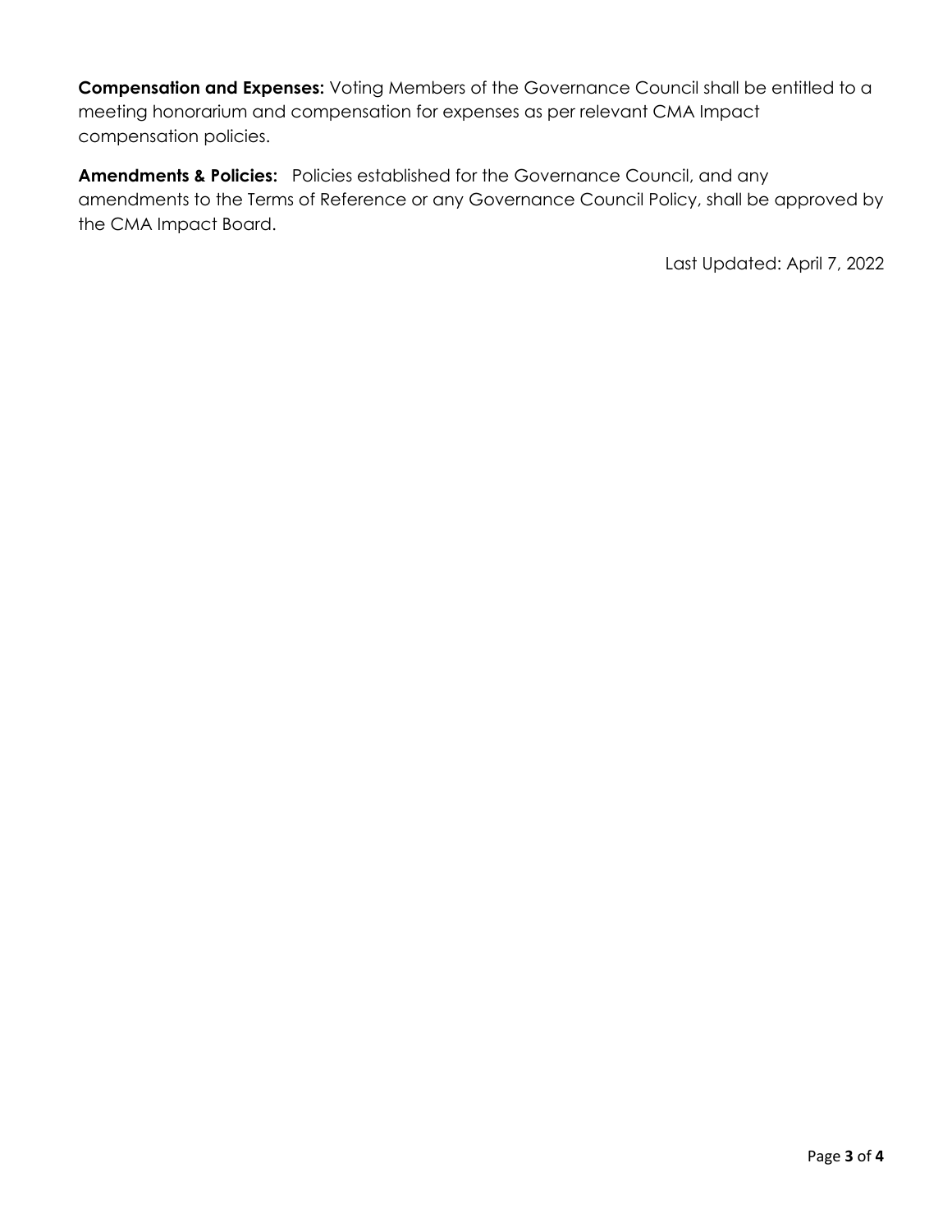**Compensation and Expenses:** Voting Members of the Governance Council shall be entitled to a meeting honorarium and compensation for expenses as per relevant CMA Impact compensation policies.

**Amendments & Policies:** Policies established for the Governance Council, and any amendments to the Terms of Reference or any Governance Council Policy, shall be approved by the CMA Impact Board.

Last Updated: April 7, 2022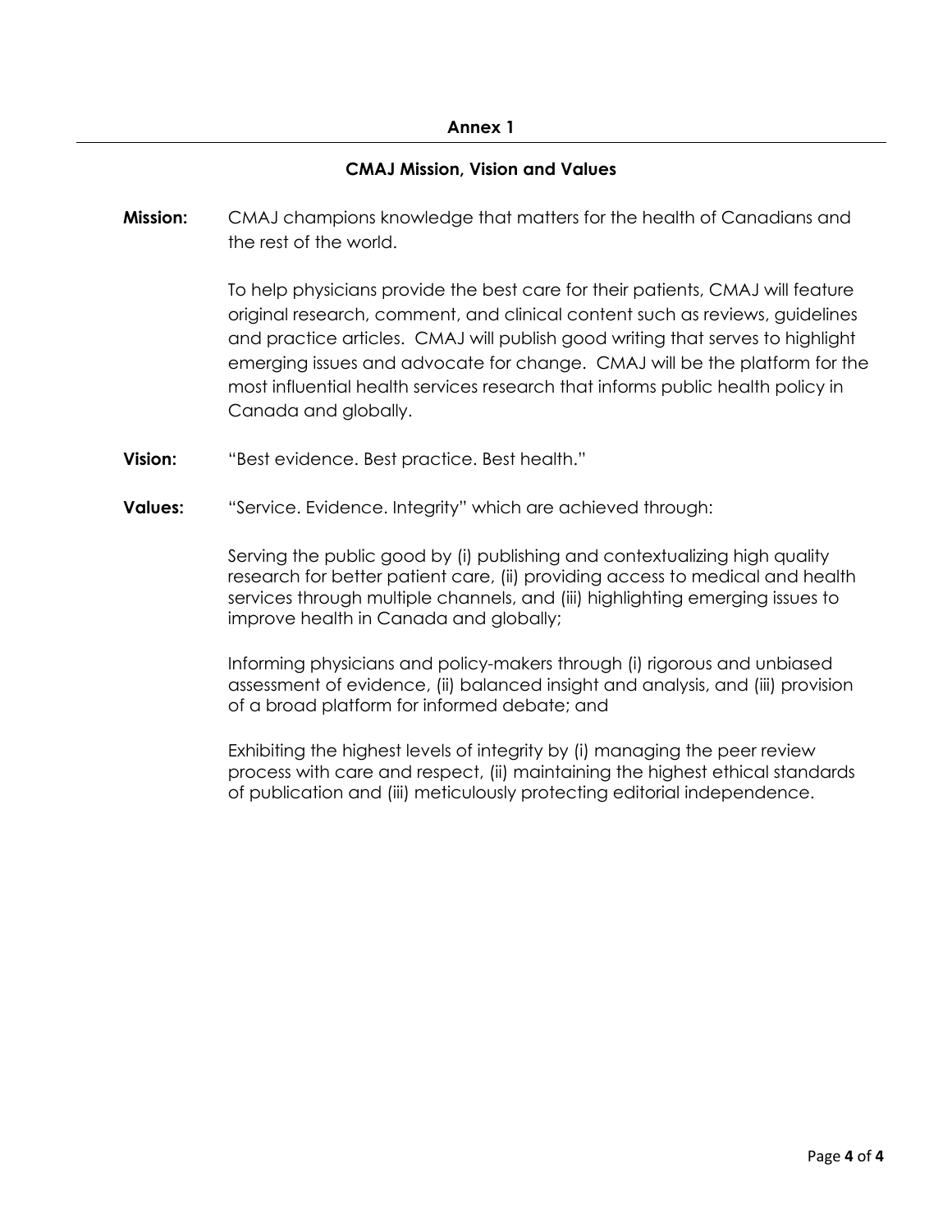## Annex 1

### CMAJ Mission, Vision and Values

**Mission:** CMAJ champions knowledge that matters for the health of Canadians and the rest of the world.

To help physicians provide the best care for their patients, CMAJ will feature original research, comment, and clinical content such as reviews, guidelines and practice articles. CMAJ will publish good writing that serves to highlight emerging issues and advocate for change. CMAJ will be the platform for the most influential health services research that informs public health policy in Canada and globally.

**Vision:** "Best evidence. Best practice. Best health."

**Values:** "Service. Evidence. Integrity" which are achieved through:

Serving the public good by (i) publishing and contextualizing high quality research for better patient care, (ii) providing access to medical and health services through multiple channels, and (iii) highlighting emerging issues to improve health in Canada and globally;

Informing physicians and policy-makers through (i) rigorous and unbiased assessment of evidence, (ii) balanced insight and analysis, and (iii) provision of a broad platform for informed debate; and

Exhibiting the highest levels of integrity by (i) managing the peer review process with care and respect, (ii) maintaining the highest ethical standards of publication and (iii) meticulously protecting editorial independence.